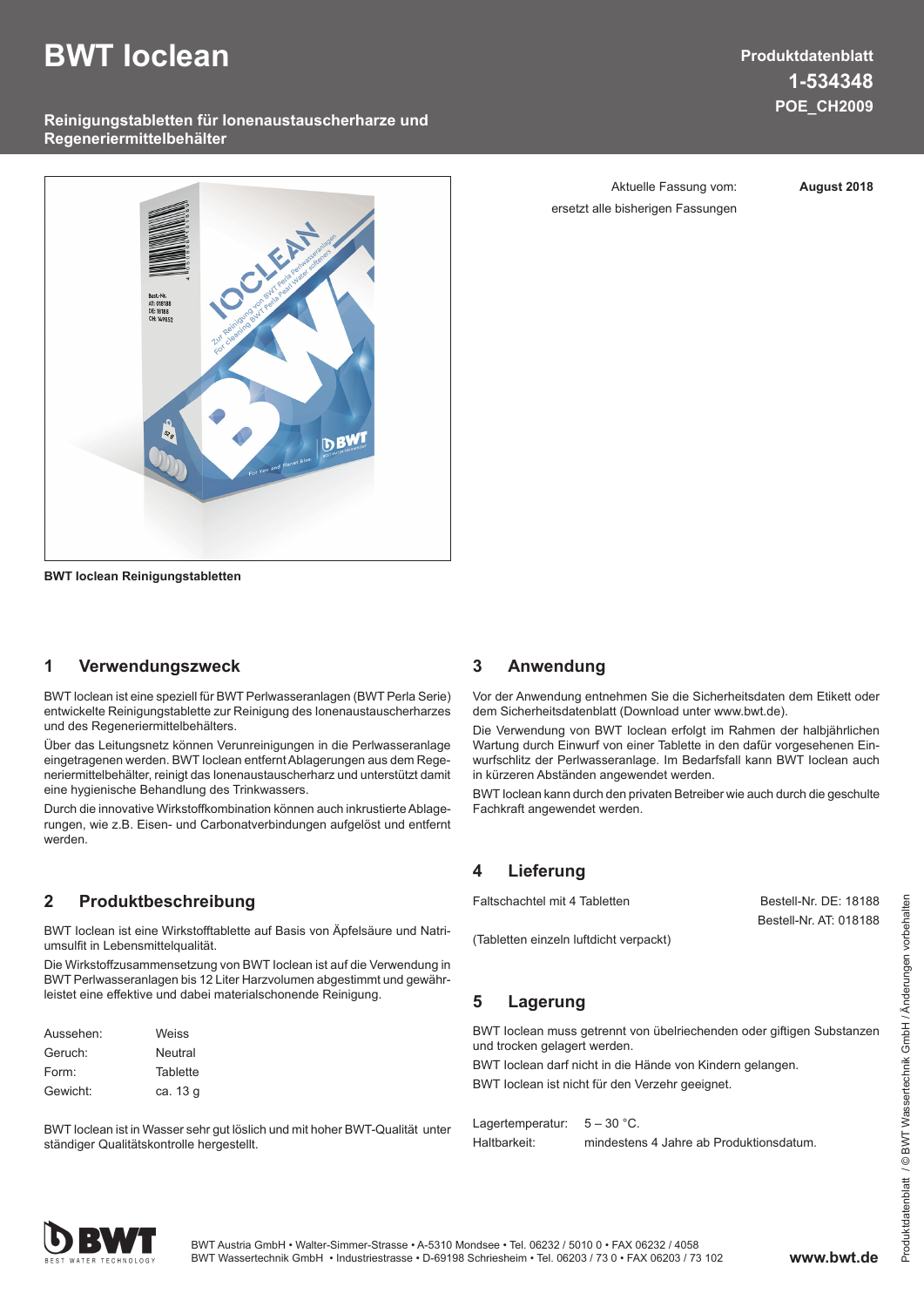# BWT Ioclean

**Reinigungstabletten für Ionenaustauscherharze und Regeneriermittelbehälter**

**Produktdatenblatt**
**1-534348**
**POE_CH2009**

Aktuelle Fassung vom: **August 2018**
ersetzt alle bisherigen Fassungen

**BWT Ioclean Reinigungstabletten**

## 1 Verwendungszweck

BWT Ioclean ist eine speziell für BWT Perlwasseranlagen (BWT Perla Serie) entwickelte Reinigungstablette zur Reinigung des Ionenaustauscherharzes und des Regeneriermittelbehälters.

Über das Leitungsnetz können Verunreinigungen in die Perlwasseranlage eingetragenen werden. BWT Ioclean entfernt Ablagerungen aus dem Regeneriermittelbehälter, reinigt das Ionenaustauscherharz und unterstützt damit eine hygienische Behandlung des Trinkwassers.

Durch die innovative Wirkstoffkombination können auch inkrustierte Ablagerungen, wie z.B. Eisen- und Carbonatverbindungen aufgelöst und entfernt werden.

## 2 Produktbeschreibung

BWT Ioclean ist eine Wirkstofftablette auf Basis von Äpfelsäure und Natriumsulfit in Lebensmittelqualität.

Die Wirkstoffzusammensetzung von BWT Ioclean ist auf die Verwendung in BWT Perlwasseranlagen bis 12 Liter Harzvolumen abgestimmt und gewährleistet eine effektive und dabei materialschonende Reinigung.

| | |
|---|---|
| Aussehen: | Weiss |
| Geruch: | Neutral |
| Form: | Tablette |
| Gewicht: | ca. 13 g |

BWT Ioclean ist in Wasser sehr gut löslich und mit hoher BWT-Qualität unter ständiger Qualitätskontrolle hergestellt.

## 3 Anwendung

Vor der Anwendung entnehmen Sie die Sicherheitsdaten dem Etikett oder dem Sicherheitsdatenblatt (Download unter www.bwt.de).

Die Verwendung von BWT Ioclean erfolgt im Rahmen der halbjährlichen Wartung durch Einwurf von einer Tablette in den dafür vorgesehenen Einwurfschlitz der Perlwasseranlage. Im Bedarfsfall kann BWT Ioclean auch in kürzeren Abständen angewendet werden.

BWT Ioclean kann durch den privaten Betreiber wie auch durch die geschulte Fachkraft angewendet werden.

## 4 Lieferung

Faltschachtel mit 4 Tabletten — Bestell-Nr. DE: 18188, Bestell-Nr. AT: 018188

(Tabletten einzeln luftdicht verpackt)

## 5 Lagerung

BWT Ioclean muss getrennt von übelriechenden oder giftigen Substanzen und trocken gelagert werden.

BWT Ioclean darf nicht in die Hände von Kindern gelangen.

BWT Ioclean ist nicht für den Verzehr geeignet.

| | |
|---|---|
| Lagertemperatur: | 5 – 30 °C. |
| Haltbarkeit: | mindestens 4 Jahre ab Produktionsdatum. |

Produktdatenblatt / © BWT Wassertechnik GmbH / Änderungen vorbehalten

BWT Austria GmbH • Walter-Simmer-Strasse • A-5310 Mondsee • Tel. 06232 / 5010 0 • FAX 06232 / 4058
BWT Wassertechnik GmbH • Industriestrasse • D-69198 Schriesheim • Tel. 06203 / 73 0 • FAX 06203 / 73 102

www.bwt.de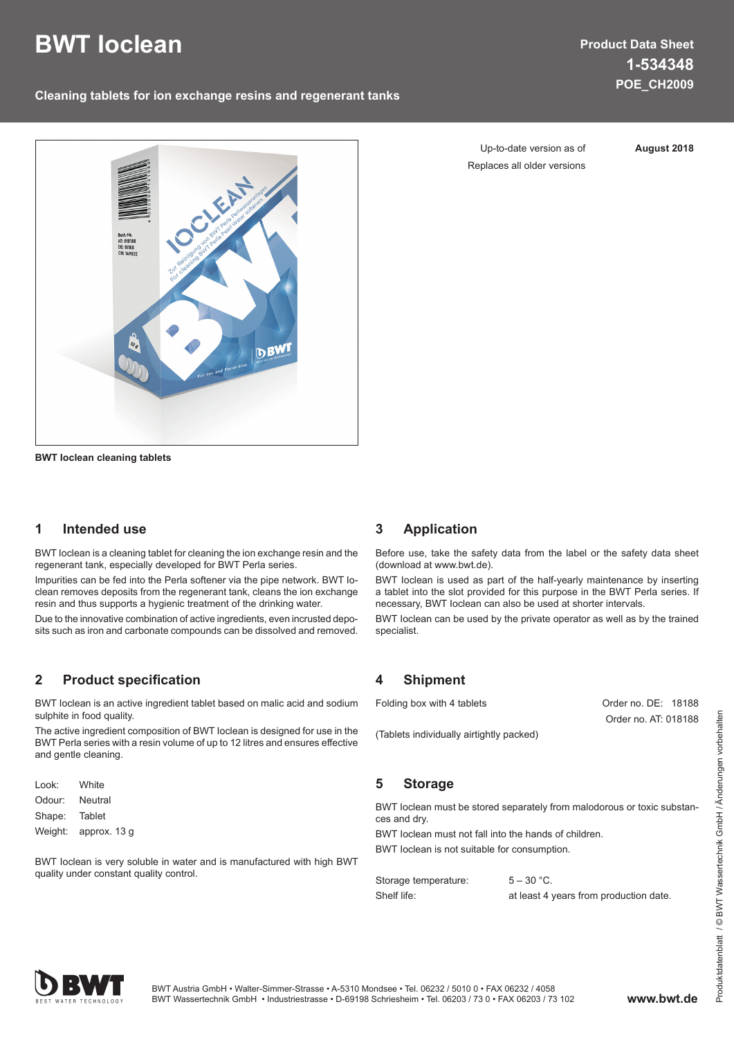# BWT Ioclean

**Cleaning tablets for ion exchange resins and regenerant tanks**

**Product Data Sheet**
**1-534348**
**POE_CH2009**

Up-to-date version as of **August 2018**
Replaces all older versions

**BWT Ioclean cleaning tablets**

## 1 Intended use

BWT Ioclean is a cleaning tablet for cleaning the ion exchange resin and the regenerant tank, especially developed for the BWT Perla series.

Impurities can be fed into the Perla softener via the pipe network. BWT Ioclean removes deposits from the regenerant tank, cleans the ion exchange resin and thus supports a hygienic treatment of the drinking water.

Due to the innovative combination of active ingredients, even incrusted deposits such as iron and carbonate compounds can be dissolved and removed.

## 2 Product specification

BWT Ioclean is an active ingredient tablet based on malic acid and sodium sulphite in food quality.

The active ingredient composition of BWT Ioclean is designed for use in the BWT Perla series with a resin volume of up to 12 litres and ensures effective and gentle cleaning.

| | |
|---|---|
| Look: | White |
| Odour: | Neutral |
| Shape: | Tablet |
| Weight: | approx. 13 g |

BWT Ioclean is very soluble in water and is manufactured with high BWT quality under constant quality control.

## 3 Application

Before use, take the safety data from the label or the safety data sheet (download at www.bwt.de).

BWT Ioclean is used as part of the half-yearly maintenance by inserting a tablet into the slot provided for this purpose in the BWT Perla series. If necessary, BWT Ioclean can also be used at shorter intervals.

BWT Ioclean can be used by the private operator as well as by the trained specialist.

## 4 Shipment

Folding box with 4 tablets — Order no. DE: 18188, Order no. AT: 018188

(Tablets individually airtightly packed)

## 5 Storage

BWT Ioclean must be stored separately from malodorous or toxic substances and dry.

BWT Ioclean must not fall into the hands of children.

BWT Ioclean is not suitable for consumption.

| | |
|---|---|
| Storage temperature: | 5 – 30 °C. |
| Shelf life: | at least 4 years from production date. |

BWT Austria GmbH • Walter-Simmer-Strasse • A-5310 Mondsee • Tel. 06232 / 5010 0 • FAX 06232 / 4058
BWT Wassertechnik GmbH • Industriestrasse • D-69198 Schriesheim • Tel. 06203 / 73 0 • FAX 06203 / 73 102

**www.bwt.de**

Produktdatenblatt / © BWT Wassertechnik GmbH / Änderungen vorbehalten